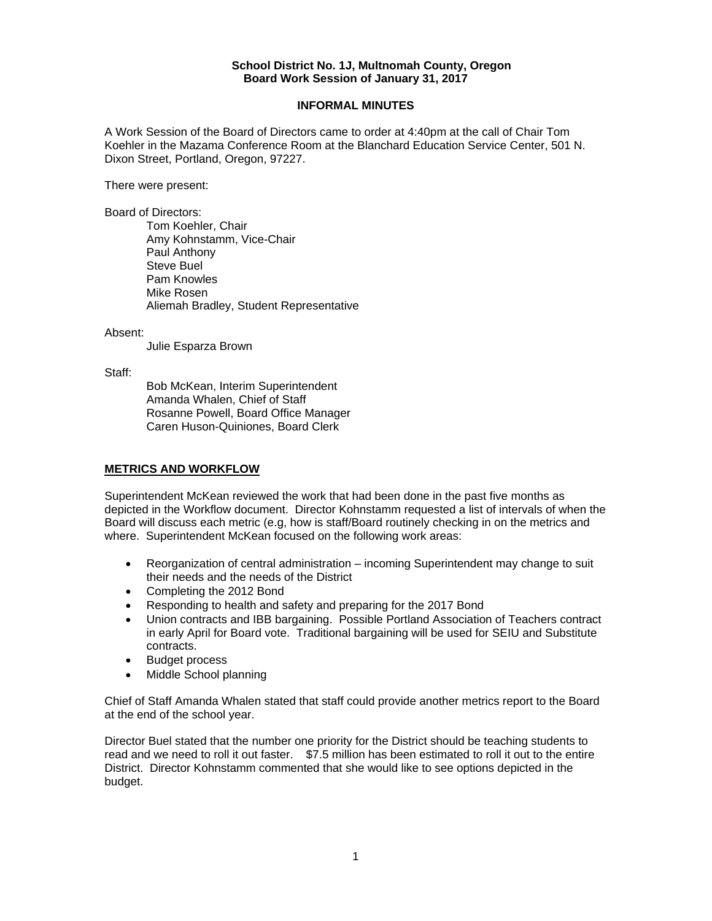**School District No. 1J, Multnomah County, Oregon**
**Board Work Session of January 31, 2017**

**INFORMAL MINUTES**

A Work Session of the Board of Directors came to order at 4:40pm at the call of Chair Tom Koehler in the Mazama Conference Room at the Blanchard Education Service Center, 501 N. Dixon Street, Portland, Oregon, 97227.

There were present:

Board of Directors:

Tom Koehler, Chair
Amy Kohnstamm, Vice-Chair
Paul Anthony
Steve Buel
Pam Knowles
Mike Rosen
Aliemah Bradley, Student Representative

Absent:

Julie Esparza Brown

Staff:

Bob McKean, Interim Superintendent
Amanda Whalen, Chief of Staff
Rosanne Powell, Board Office Manager
Caren Huson-Quiniones, Board Clerk

## METRICS AND WORKFLOW

Superintendent McKean reviewed the work that had been done in the past five months as depicted in the Workflow document. Director Kohnstamm requested a list of intervals of when the Board will discuss each metric (e.g, how is staff/Board routinely checking in on the metrics and where. Superintendent McKean focused on the following work areas:

- Reorganization of central administration – incoming Superintendent may change to suit their needs and the needs of the District
- Completing the 2012 Bond
- Responding to health and safety and preparing for the 2017 Bond
- Union contracts and IBB bargaining. Possible Portland Association of Teachers contract in early April for Board vote. Traditional bargaining will be used for SEIU and Substitute contracts.
- Budget process
- Middle School planning

Chief of Staff Amanda Whalen stated that staff could provide another metrics report to the Board at the end of the school year.

Director Buel stated that the number one priority for the District should be teaching students to read and we need to roll it out faster. $7.5 million has been estimated to roll it out to the entire District. Director Kohnstamm commented that she would like to see options depicted in the budget.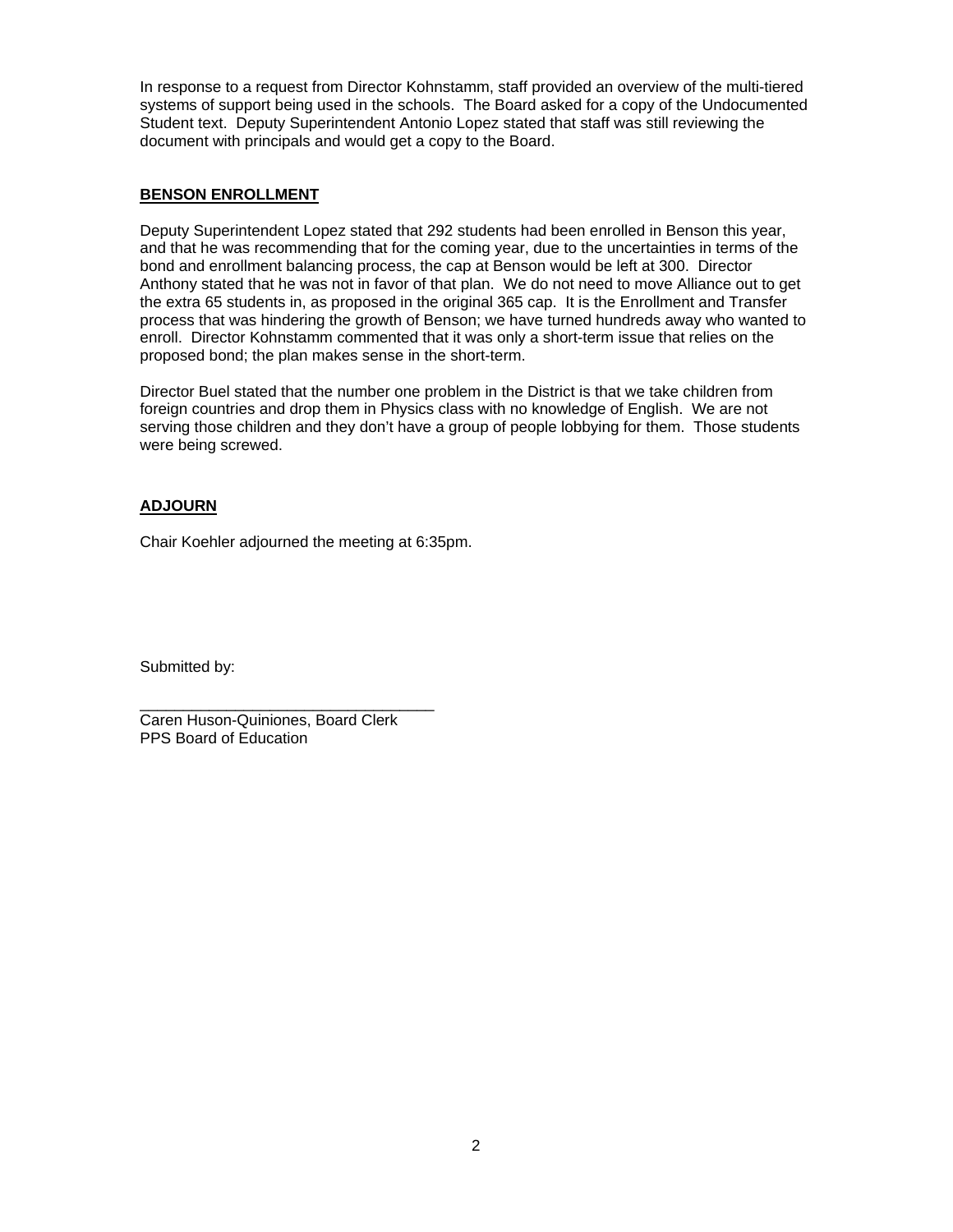In response to a request from Director Kohnstamm, staff provided an overview of the multi-tiered systems of support being used in the schools. The Board asked for a copy of the Undocumented Student text. Deputy Superintendent Antonio Lopez stated that staff was still reviewing the document with principals and would get a copy to the Board.

## BENSON ENROLLMENT

Deputy Superintendent Lopez stated that 292 students had been enrolled in Benson this year, and that he was recommending that for the coming year, due to the uncertainties in terms of the bond and enrollment balancing process, the cap at Benson would be left at 300. Director Anthony stated that he was not in favor of that plan. We do not need to move Alliance out to get the extra 65 students in, as proposed in the original 365 cap. It is the Enrollment and Transfer process that was hindering the growth of Benson; we have turned hundreds away who wanted to enroll. Director Kohnstamm commented that it was only a short-term issue that relies on the proposed bond; the plan makes sense in the short-term.

Director Buel stated that the number one problem in the District is that we take children from foreign countries and drop them in Physics class with no knowledge of English. We are not serving those children and they don't have a group of people lobbying for them. Those students were being screwed.

## ADJOURN

Chair Koehler adjourned the meeting at 6:35pm.

Submitted by:

\_\_\_\_\_\_\_\_\_\_\_\_\_\_\_\_\_\_\_\_\_\_\_\_\_\_\_\_\_\_\_\_\_\_
Caren Huson-Quiniones, Board Clerk
PPS Board of Education